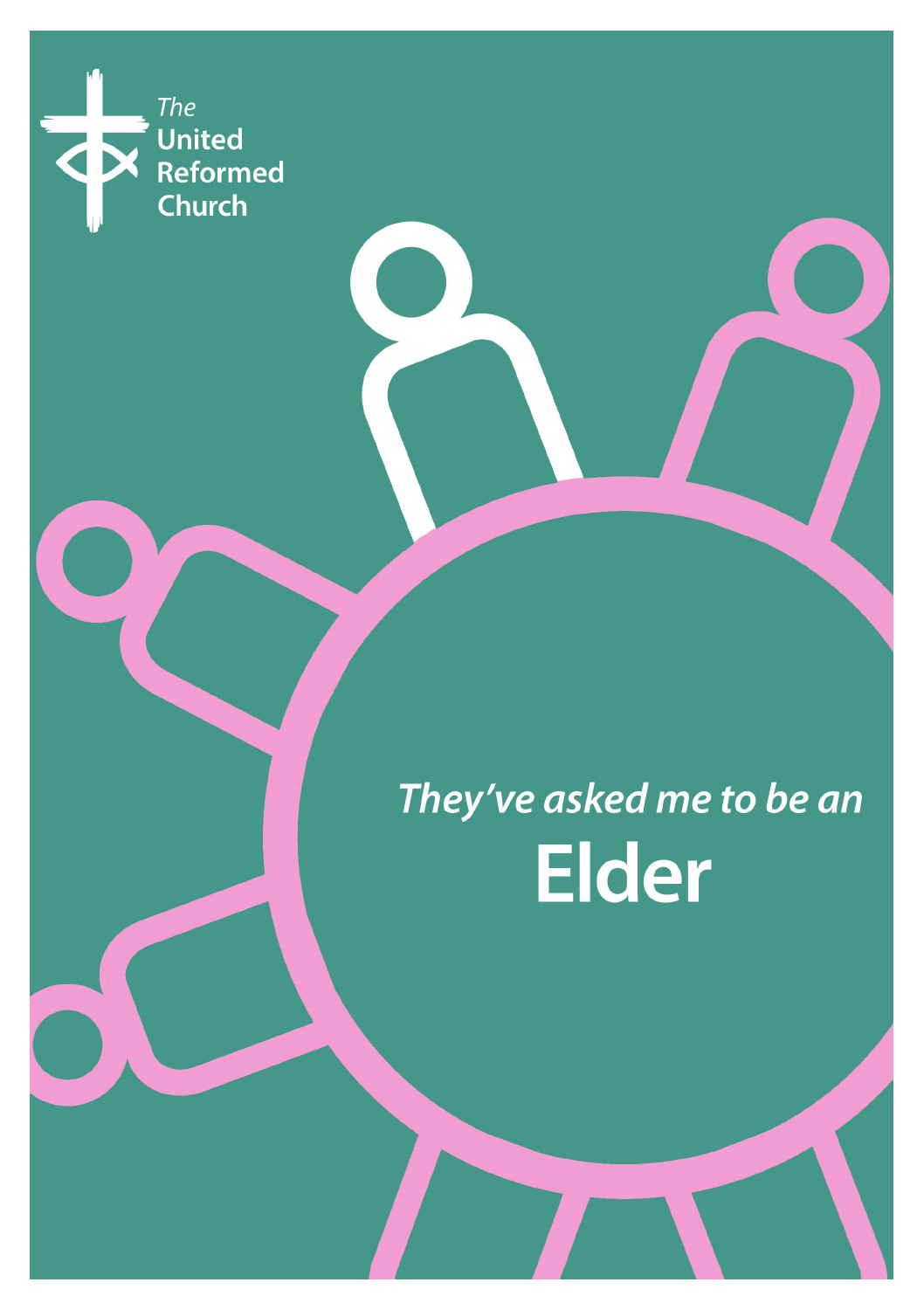The United Reformed Church

*They've asked me to be an*

# Elder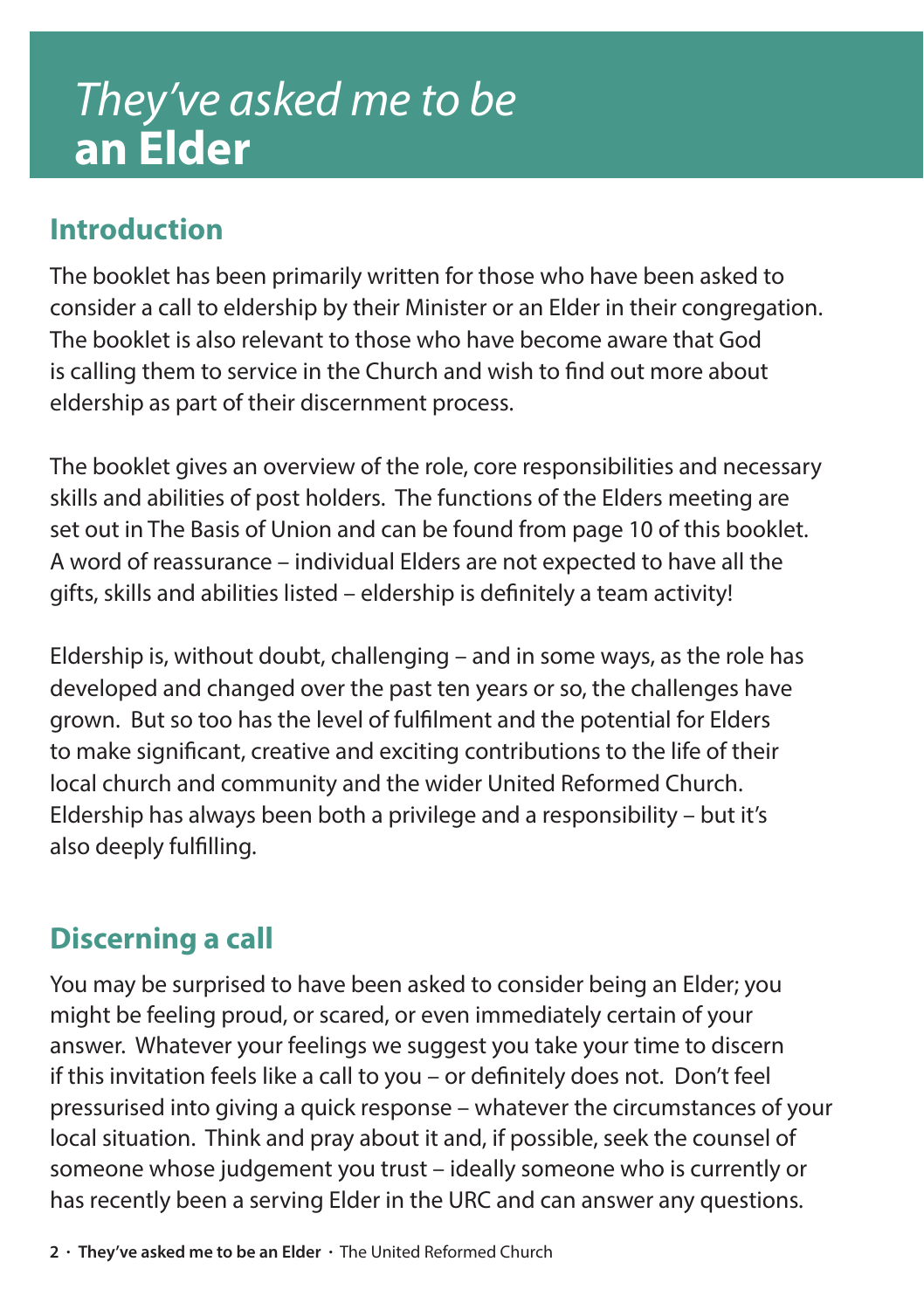# *They've asked me to be* **an Elder**

## Introduction

The booklet has been primarily written for those who have been asked to consider a call to eldership by their Minister or an Elder in their congregation. The booklet is also relevant to those who have become aware that God is calling them to service in the Church and wish to find out more about eldership as part of their discernment process.

The booklet gives an overview of the role, core responsibilities and necessary skills and abilities of post holders. The functions of the Elders meeting are set out in The Basis of Union and can be found from page 10 of this booklet. A word of reassurance – individual Elders are not expected to have all the gifts, skills and abilities listed – eldership is definitely a team activity!

Eldership is, without doubt, challenging – and in some ways, as the role has developed and changed over the past ten years or so, the challenges have grown. But so too has the level of fulfilment and the potential for Elders to make significant, creative and exciting contributions to the life of their local church and community and the wider United Reformed Church. Eldership has always been both a privilege and a responsibility – but it's also deeply fulfilling.

## Discerning a call

You may be surprised to have been asked to consider being an Elder; you might be feeling proud, or scared, or even immediately certain of your answer. Whatever your feelings we suggest you take your time to discern if this invitation feels like a call to you – or definitely does not. Don't feel pressurised into giving a quick response – whatever the circumstances of your local situation. Think and pray about it and, if possible, seek the counsel of someone whose judgement you trust – ideally someone who is currently or has recently been a serving Elder in the URC and can answer any questions.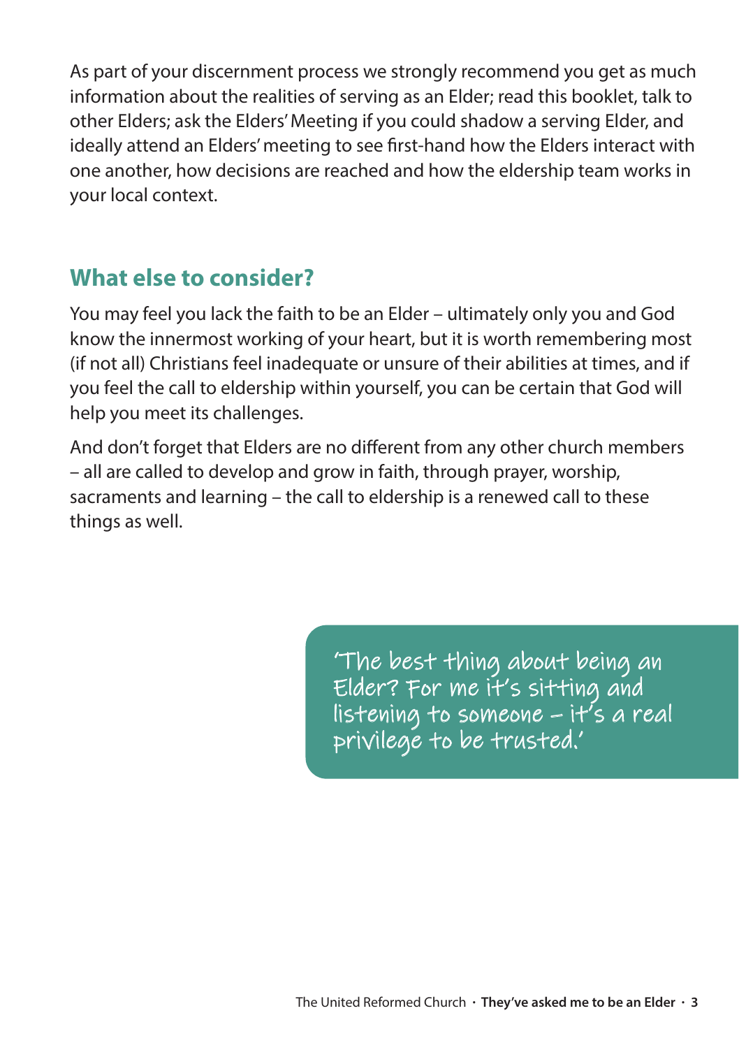As part of your discernment process we strongly recommend you get as much information about the realities of serving as an Elder; read this booklet, talk to other Elders; ask the Elders' Meeting if you could shadow a serving Elder, and ideally attend an Elders' meeting to see first-hand how the Elders interact with one another, how decisions are reached and how the eldership team works in your local context.

## What else to consider?

You may feel you lack the faith to be an Elder – ultimately only you and God know the innermost working of your heart, but it is worth remembering most (if not all) Christians feel inadequate or unsure of their abilities at times, and if you feel the call to eldership within yourself, you can be certain that God will help you meet its challenges.

And don't forget that Elders are no different from any other church members – all are called to develop and grow in faith, through prayer, worship, sacraments and learning – the call to eldership is a renewed call to these things as well.

> 'The best thing about being an Elder? For me it's sitting and listening to someone – it's a real privilege to be trusted.'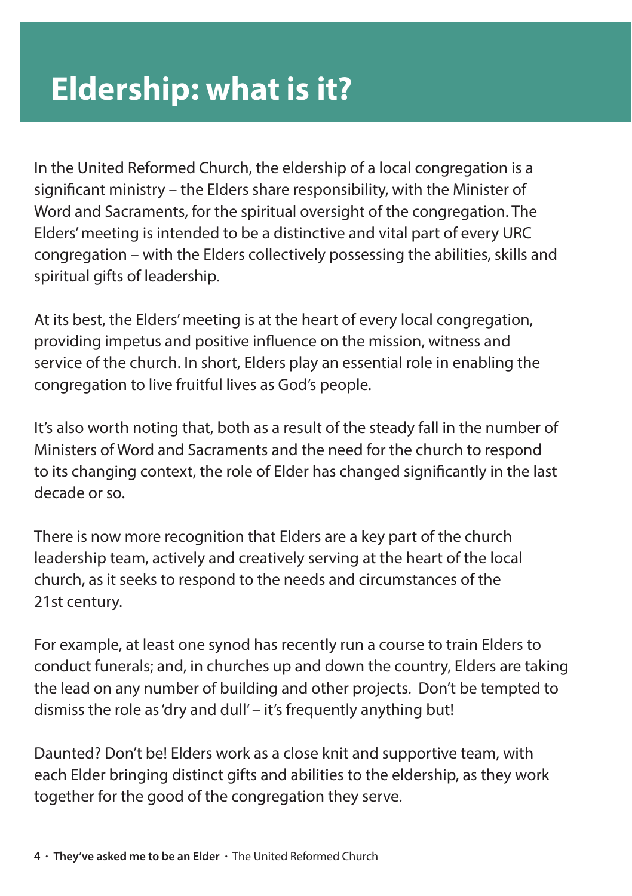# Eldership: what is it?

In the United Reformed Church, the eldership of a local congregation is a significant ministry – the Elders share responsibility, with the Minister of Word and Sacraments, for the spiritual oversight of the congregation. The Elders' meeting is intended to be a distinctive and vital part of every URC congregation – with the Elders collectively possessing the abilities, skills and spiritual gifts of leadership.

At its best, the Elders' meeting is at the heart of every local congregation, providing impetus and positive influence on the mission, witness and service of the church. In short, Elders play an essential role in enabling the congregation to live fruitful lives as God's people.

It's also worth noting that, both as a result of the steady fall in the number of Ministers of Word and Sacraments and the need for the church to respond to its changing context, the role of Elder has changed significantly in the last decade or so.

There is now more recognition that Elders are a key part of the church leadership team, actively and creatively serving at the heart of the local church, as it seeks to respond to the needs and circumstances of the 21st century.

For example, at least one synod has recently run a course to train Elders to conduct funerals; and, in churches up and down the country, Elders are taking the lead on any number of building and other projects. Don't be tempted to dismiss the role as 'dry and dull' – it's frequently anything but!

Daunted? Don't be! Elders work as a close knit and supportive team, with each Elder bringing distinct gifts and abilities to the eldership, as they work together for the good of the congregation they serve.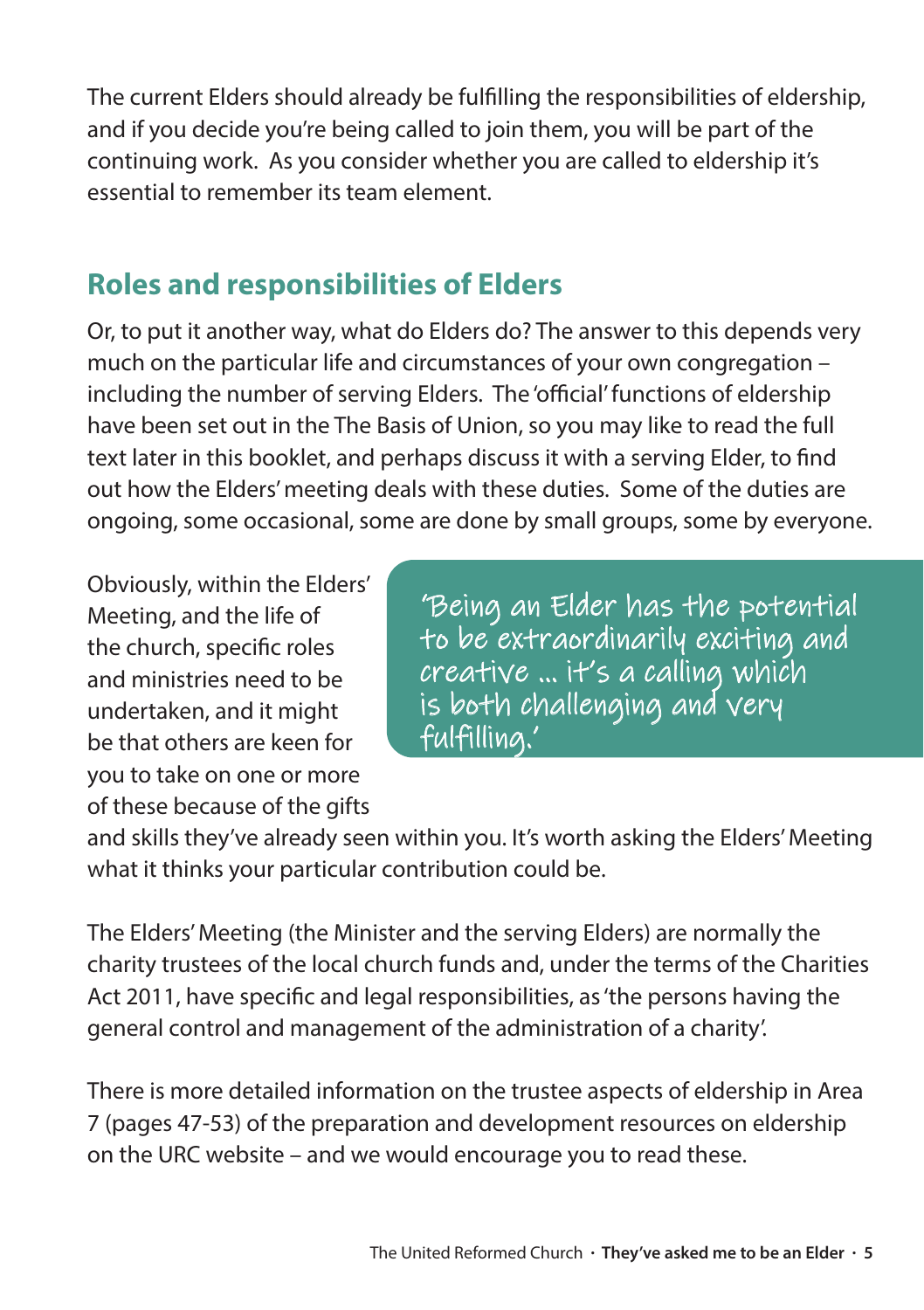The current Elders should already be fulfilling the responsibilities of eldership, and if you decide you're being called to join them, you will be part of the continuing work. As you consider whether you are called to eldership it's essential to remember its team element.

## Roles and responsibilities of Elders

Or, to put it another way, what do Elders do? The answer to this depends very much on the particular life and circumstances of your own congregation – including the number of serving Elders. The 'official' functions of eldership have been set out in the The Basis of Union, so you may like to read the full text later in this booklet, and perhaps discuss it with a serving Elder, to find out how the Elders' meeting deals with these duties. Some of the duties are ongoing, some occasional, some are done by small groups, some by everyone.

> 'Being an Elder has the potential to be extraordinarily exciting and creative ... it's a calling which is both challenging and very fulfilling.'

Obviously, within the Elders' Meeting, and the life of the church, specific roles and ministries need to be undertaken, and it might be that others are keen for you to take on one or more of these because of the gifts and skills they've already seen within you. It's worth asking the Elders' Meeting what it thinks your particular contribution could be.

The Elders' Meeting (the Minister and the serving Elders) are normally the charity trustees of the local church funds and, under the terms of the Charities Act 2011, have specific and legal responsibilities, as 'the persons having the general control and management of the administration of a charity'.

There is more detailed information on the trustee aspects of eldership in Area 7 (pages 47-53) of the preparation and development resources on eldership on the URC website – and we would encourage you to read these.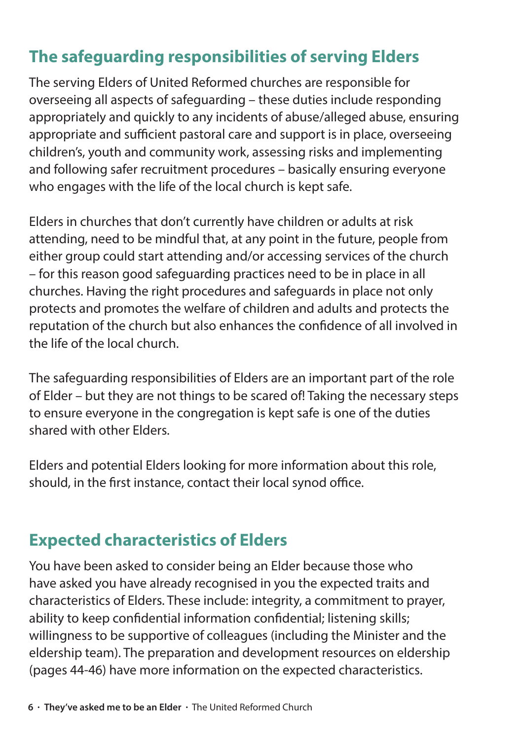## The safeguarding responsibilities of serving Elders

The serving Elders of United Reformed churches are responsible for overseeing all aspects of safeguarding – these duties include responding appropriately and quickly to any incidents of abuse/alleged abuse, ensuring appropriate and sufficient pastoral care and support is in place, overseeing children's, youth and community work, assessing risks and implementing and following safer recruitment procedures – basically ensuring everyone who engages with the life of the local church is kept safe.

Elders in churches that don't currently have children or adults at risk attending, need to be mindful that, at any point in the future, people from either group could start attending and/or accessing services of the church – for this reason good safeguarding practices need to be in place in all churches. Having the right procedures and safeguards in place not only protects and promotes the welfare of children and adults and protects the reputation of the church but also enhances the confidence of all involved in the life of the local church.

The safeguarding responsibilities of Elders are an important part of the role of Elder – but they are not things to be scared of! Taking the necessary steps to ensure everyone in the congregation is kept safe is one of the duties shared with other Elders.

Elders and potential Elders looking for more information about this role, should, in the first instance, contact their local synod office.

## Expected characteristics of Elders

You have been asked to consider being an Elder because those who have asked you have already recognised in you the expected traits and characteristics of Elders. These include: integrity, a commitment to prayer, ability to keep confidential information confidential; listening skills; willingness to be supportive of colleagues (including the Minister and the eldership team). The preparation and development resources on eldership (pages 44-46) have more information on the expected characteristics.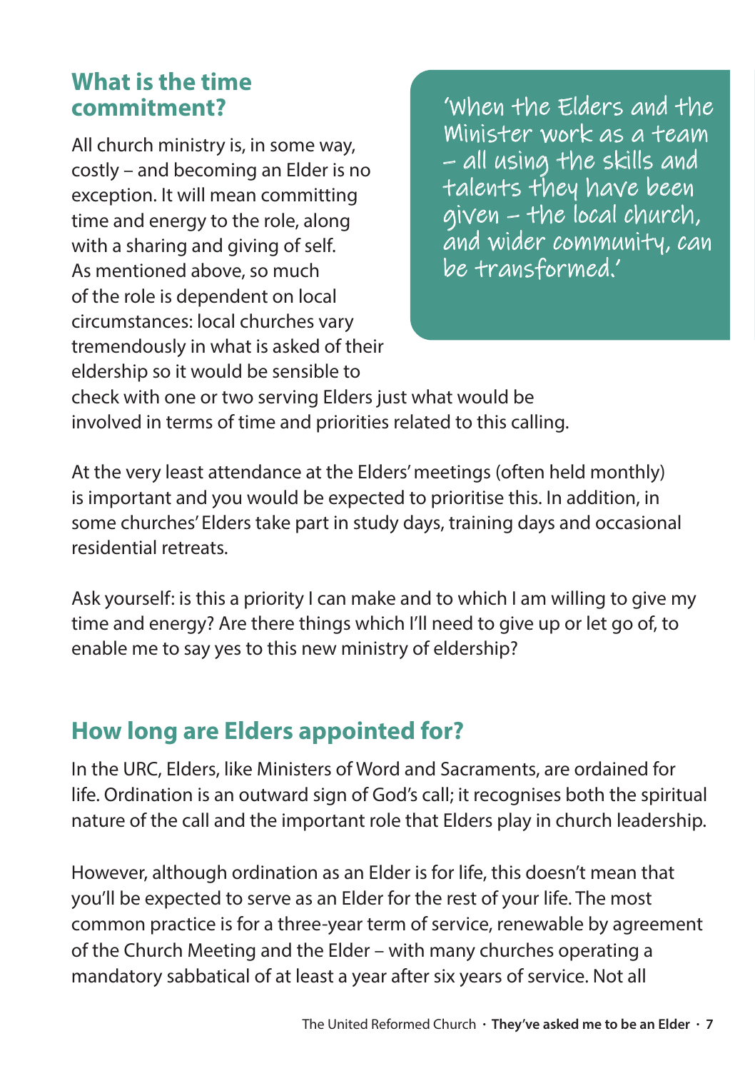## What is the time commitment?

> 'When the Elders and the Minister work as a team – all using the skills and talents they have been given – the local church, and wider community, can be transformed.'

All church ministry is, in some way, costly – and becoming an Elder is no exception. It will mean committing time and energy to the role, along with a sharing and giving of self. As mentioned above, so much of the role is dependent on local circumstances: local churches vary tremendously in what is asked of their eldership so it would be sensible to check with one or two serving Elders just what would be involved in terms of time and priorities related to this calling.

At the very least attendance at the Elders' meetings (often held monthly) is important and you would be expected to prioritise this. In addition, in some churches' Elders take part in study days, training days and occasional residential retreats.

Ask yourself: is this a priority I can make and to which I am willing to give my time and energy? Are there things which I'll need to give up or let go of, to enable me to say yes to this new ministry of eldership?

## How long are Elders appointed for?

In the URC, Elders, like Ministers of Word and Sacraments, are ordained for life. Ordination is an outward sign of God's call; it recognises both the spiritual nature of the call and the important role that Elders play in church leadership.

However, although ordination as an Elder is for life, this doesn't mean that you'll be expected to serve as an Elder for the rest of your life. The most common practice is for a three-year term of service, renewable by agreement of the Church Meeting and the Elder – with many churches operating a mandatory sabbatical of at least a year after six years of service. Not all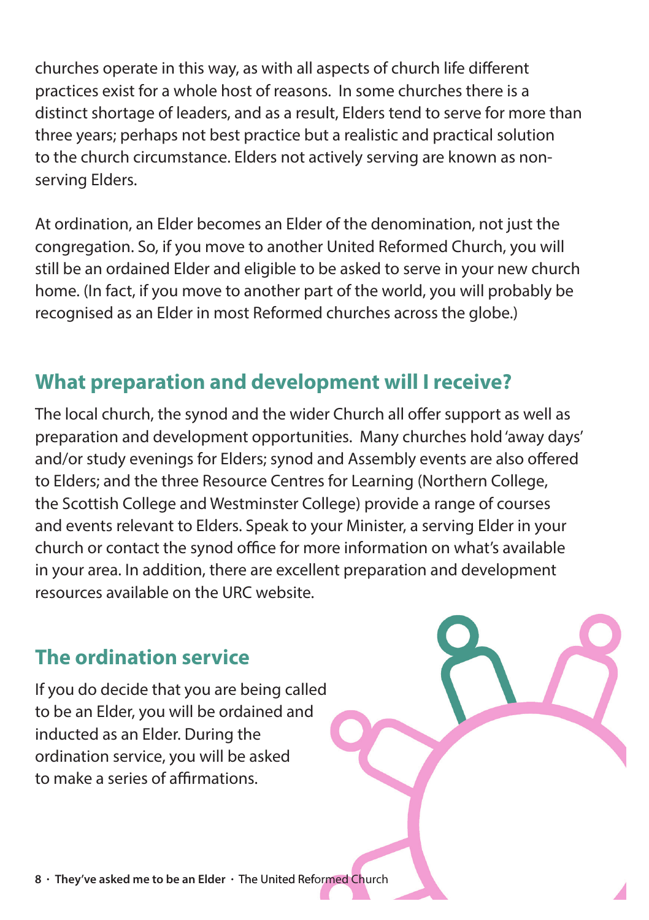churches operate in this way, as with all aspects of church life different practices exist for a whole host of reasons. In some churches there is a distinct shortage of leaders, and as a result, Elders tend to serve for more than three years; perhaps not best practice but a realistic and practical solution to the church circumstance. Elders not actively serving are known as non-serving Elders.

At ordination, an Elder becomes an Elder of the denomination, not just the congregation. So, if you move to another United Reformed Church, you will still be an ordained Elder and eligible to be asked to serve in your new church home. (In fact, if you move to another part of the world, you will probably be recognised as an Elder in most Reformed churches across the globe.)

## What preparation and development will I receive?

The local church, the synod and the wider Church all offer support as well as preparation and development opportunities. Many churches hold 'away days' and/or study evenings for Elders; synod and Assembly events are also offered to Elders; and the three Resource Centres for Learning (Northern College, the Scottish College and Westminster College) provide a range of courses and events relevant to Elders. Speak to your Minister, a serving Elder in your church or contact the synod office for more information on what's available in your area. In addition, there are excellent preparation and development resources available on the URC website.

## The ordination service

If you do decide that you are being called to be an Elder, you will be ordained and inducted as an Elder. During the ordination service, you will be asked to make a series of affirmations.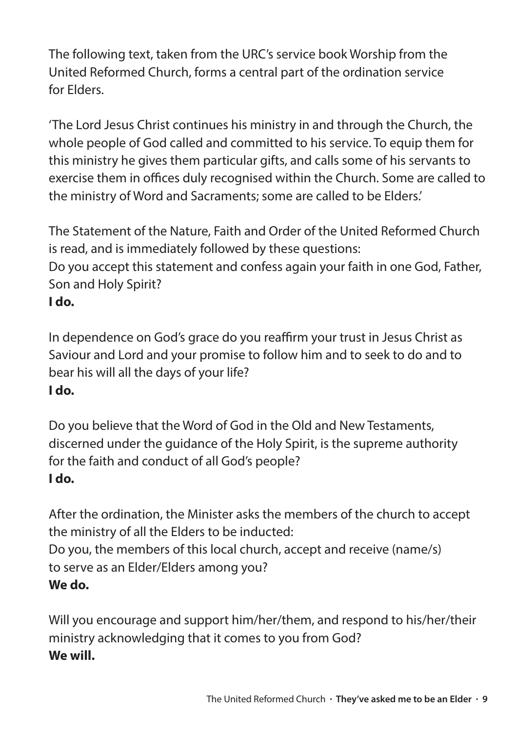The following text, taken from the URC's service book Worship from the United Reformed Church, forms a central part of the ordination service for Elders.

'The Lord Jesus Christ continues his ministry in and through the Church, the whole people of God called and committed to his service. To equip them for this ministry he gives them particular gifts, and calls some of his servants to exercise them in offices duly recognised within the Church. Some are called to the ministry of Word and Sacraments; some are called to be Elders.'

The Statement of the Nature, Faith and Order of the United Reformed Church is read, and is immediately followed by these questions:
Do you accept this statement and confess again your faith in one God, Father, Son and Holy Spirit?
**I do.**

In dependence on God's grace do you reaffirm your trust in Jesus Christ as Saviour and Lord and your promise to follow him and to seek to do and to bear his will all the days of your life?
**I do.**

Do you believe that the Word of God in the Old and New Testaments, discerned under the guidance of the Holy Spirit, is the supreme authority for the faith and conduct of all God's people?
**I do.**

After the ordination, the Minister asks the members of the church to accept the ministry of all the Elders to be inducted:
Do you, the members of this local church, accept and receive (name/s) to serve as an Elder/Elders among you?
**We do.**

Will you encourage and support him/her/them, and respond to his/her/their ministry acknowledging that it comes to you from God?
**We will.**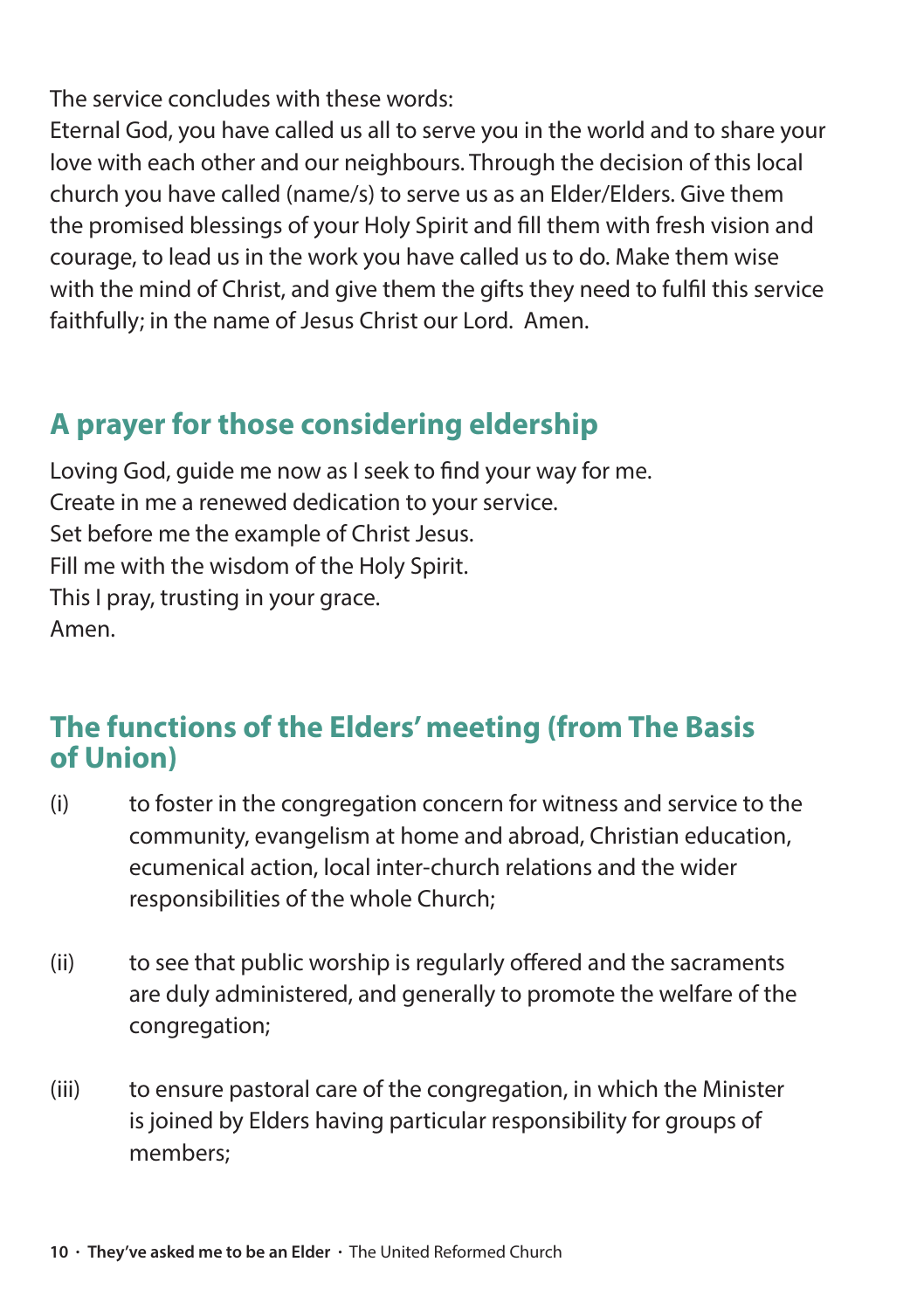The service concludes with these words:

Eternal God, you have called us all to serve you in the world and to share your love with each other and our neighbours. Through the decision of this local church you have called (name/s) to serve us as an Elder/Elders. Give them the promised blessings of your Holy Spirit and fill them with fresh vision and courage, to lead us in the work you have called us to do. Make them wise with the mind of Christ, and give them the gifts they need to fulfil this service faithfully; in the name of Jesus Christ our Lord. Amen.

## A prayer for those considering eldership

Loving God, guide me now as I seek to find your way for me.
Create in me a renewed dedication to your service.
Set before me the example of Christ Jesus.
Fill me with the wisdom of the Holy Spirit.
This I pray, trusting in your grace.
Amen.

## The functions of the Elders' meeting (from The Basis of Union)

(i) to foster in the congregation concern for witness and service to the community, evangelism at home and abroad, Christian education, ecumenical action, local inter-church relations and the wider responsibilities of the whole Church;

(ii) to see that public worship is regularly offered and the sacraments are duly administered, and generally to promote the welfare of the congregation;

(iii) to ensure pastoral care of the congregation, in which the Minister is joined by Elders having particular responsibility for groups of members;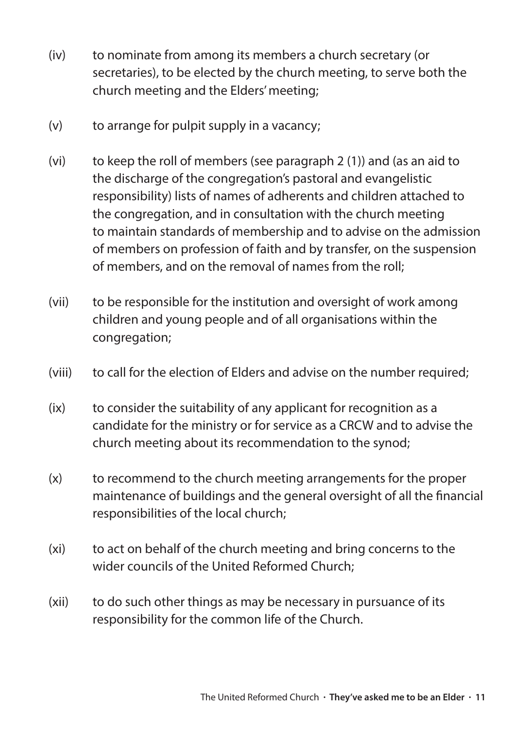(iv) to nominate from among its members a church secretary (or secretaries), to be elected by the church meeting, to serve both the church meeting and the Elders' meeting;

(v) to arrange for pulpit supply in a vacancy;

(vi) to keep the roll of members (see paragraph 2 (1)) and (as an aid to the discharge of the congregation's pastoral and evangelistic responsibility) lists of names of adherents and children attached to the congregation, and in consultation with the church meeting to maintain standards of membership and to advise on the admission of members on profession of faith and by transfer, on the suspension of members, and on the removal of names from the roll;

(vii) to be responsible for the institution and oversight of work among children and young people and of all organisations within the congregation;

(viii) to call for the election of Elders and advise on the number required;

(ix) to consider the suitability of any applicant for recognition as a candidate for the ministry or for service as a CRCW and to advise the church meeting about its recommendation to the synod;

(x) to recommend to the church meeting arrangements for the proper maintenance of buildings and the general oversight of all the financial responsibilities of the local church;

(xi) to act on behalf of the church meeting and bring concerns to the wider councils of the United Reformed Church;

(xii) to do such other things as may be necessary in pursuance of its responsibility for the common life of the Church.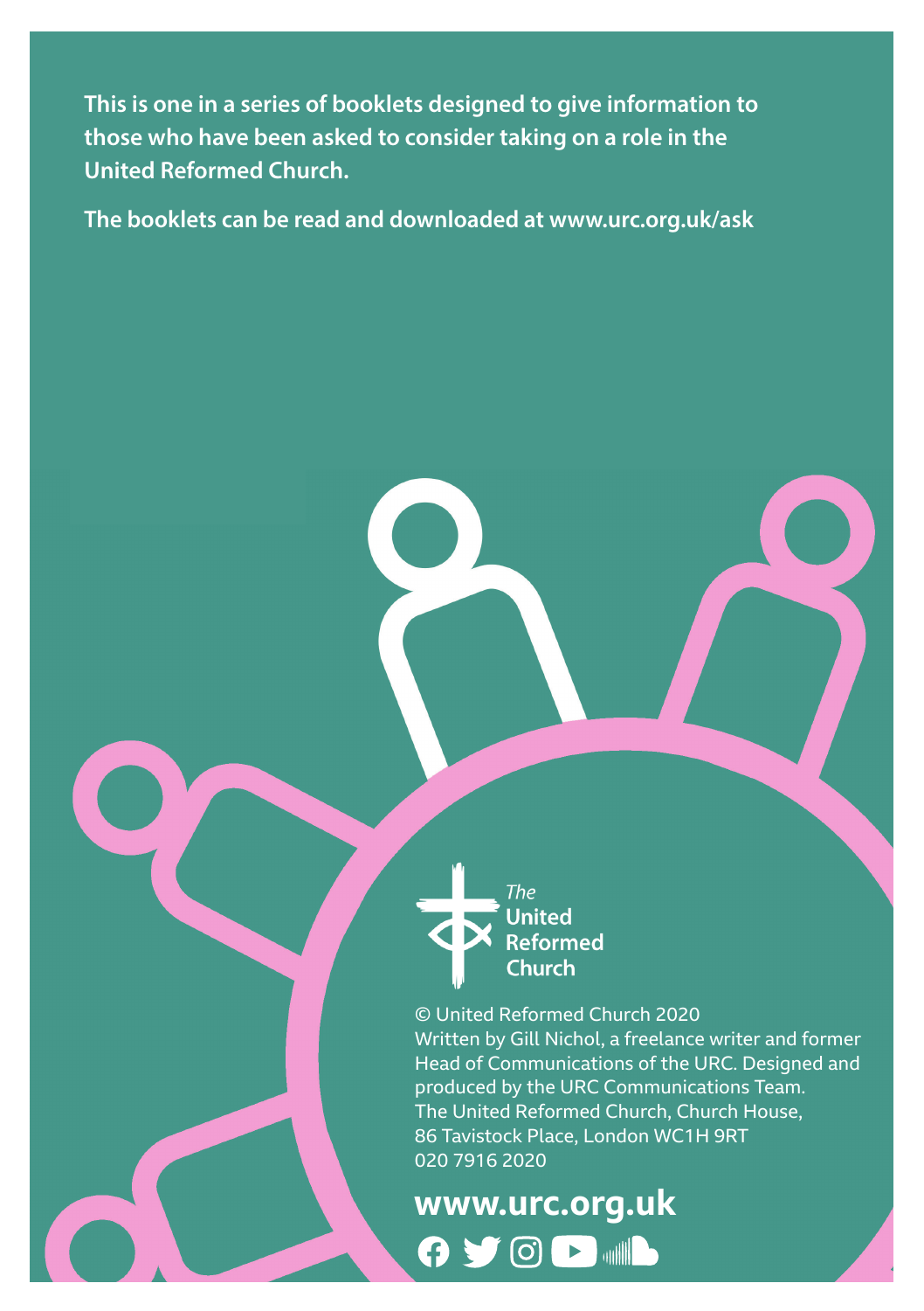**This is one in a series of booklets designed to give information to those who have been asked to consider taking on a role in the United Reformed Church.**

**The booklets can be read and downloaded at www.urc.org.uk/ask**

*The* **United Reformed Church**

© United Reformed Church 2020
Written by Gill Nichol, a freelance writer and former Head of Communications of the URC. Designed and produced by the URC Communications Team.
The United Reformed Church, Church House, 86 Tavistock Place, London WC1H 9RT
020 7916 2020

**www.urc.org.uk**